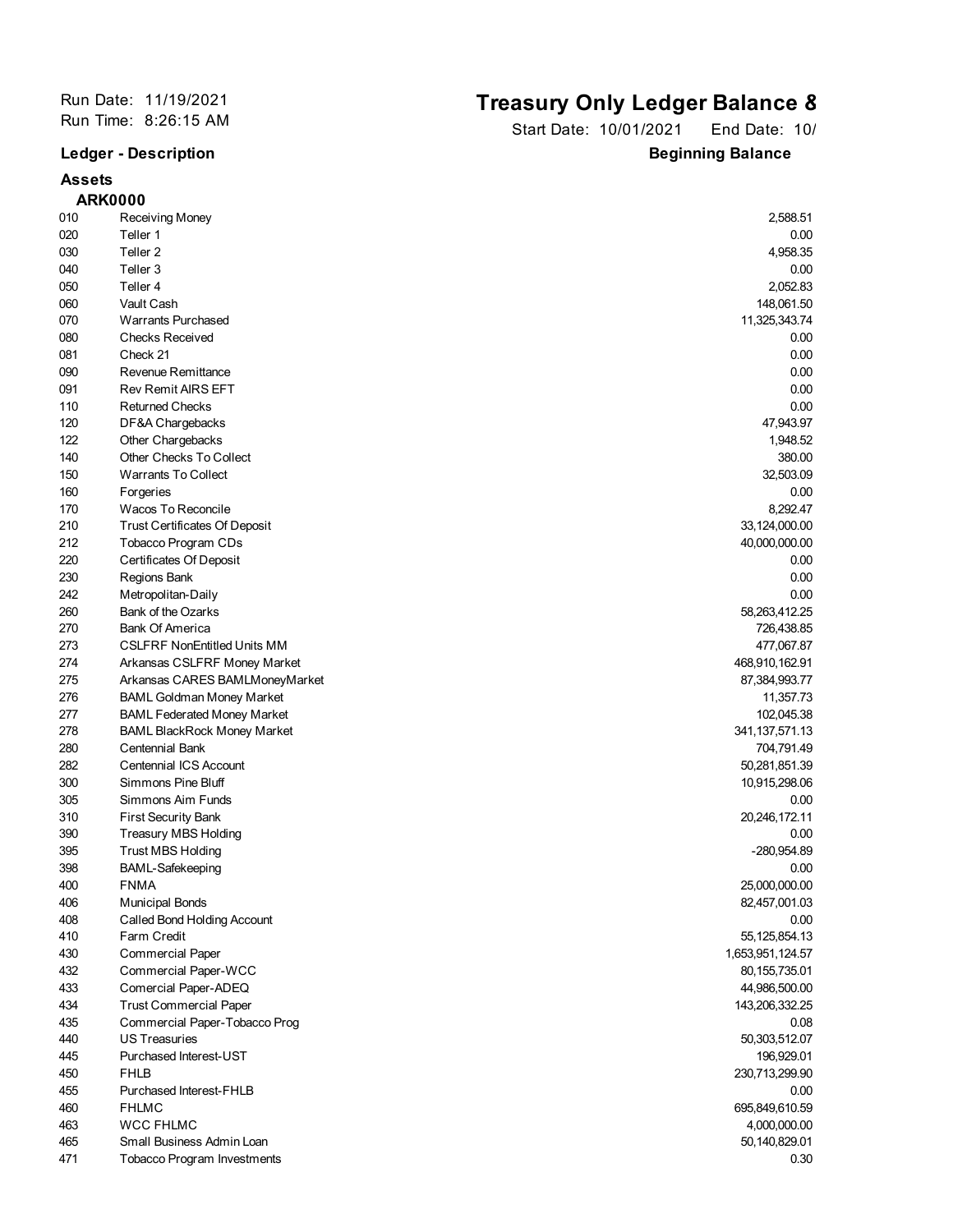Run Date: 11/19/2021
Run Time: 8:26:15 AM

# Treasury Only Ledger Balance &

Start Date: 10/01/2021 End Date: 10/

## Assets

### ARK0000

| Ledger | Description | Beginning Balance |
|---|---|---|
| 010 | Receiving Money | 2,588.51 |
| 020 | Teller 1 | 0.00 |
| 030 | Teller 2 | 4,958.35 |
| 040 | Teller 3 | 0.00 |
| 050 | Teller 4 | 2,052.83 |
| 060 | Vault Cash | 148,061.50 |
| 070 | Warrants Purchased | 11,325,343.74 |
| 080 | Checks Received | 0.00 |
| 081 | Check 21 | 0.00 |
| 090 | Revenue Remittance | 0.00 |
| 091 | Rev Remit AIRS EFT | 0.00 |
| 110 | Returned Checks | 0.00 |
| 120 | DF&A Chargebacks | 47,943.97 |
| 122 | Other Chargebacks | 1,948.52 |
| 140 | Other Checks To Collect | 380.00 |
| 150 | Warrants To Collect | 32,503.09 |
| 160 | Forgeries | 0.00 |
| 170 | Wacos To Reconcile | 8,292.47 |
| 210 | Trust Certificates Of Deposit | 33,124,000.00 |
| 212 | Tobacco Program CDs | 40,000,000.00 |
| 220 | Certificates Of Deposit | 0.00 |
| 230 | Regions Bank | 0.00 |
| 242 | Metropolitan-Daily | 0.00 |
| 260 | Bank of the Ozarks | 58,263,412.25 |
| 270 | Bank Of America | 726,438.85 |
| 273 | CSLFRF NonEntitled Units MM | 477,067.87 |
| 274 | Arkansas CSLFRF Money Market | 468,910,162.91 |
| 275 | Arkansas CARES BAMLMoneyMarket | 87,384,993.77 |
| 276 | BAML Goldman Money Market | 11,357.73 |
| 277 | BAML Federated Money Market | 102,045.38 |
| 278 | BAML BlackRock Money Market | 341,137,571.13 |
| 280 | Centennial Bank | 704,791.49 |
| 282 | Centennial ICS Account | 50,281,851.39 |
| 300 | Simmons Pine Bluff | 10,915,298.06 |
| 305 | Simmons Aim Funds | 0.00 |
| 310 | First Security Bank | 20,246,172.11 |
| 390 | Treasury MBS Holding | 0.00 |
| 395 | Trust MBS Holding | -280,954.89 |
| 398 | BAML-Safekeeping | 0.00 |
| 400 | FNMA | 25,000,000.00 |
| 406 | Municipal Bonds | 82,457,001.03 |
| 408 | Called Bond Holding Account | 0.00 |
| 410 | Farm Credit | 55,125,854.13 |
| 430 | Commercial Paper | 1,653,951,124.57 |
| 432 | Commercial Paper-WCC | 80,155,735.01 |
| 433 | Comercial Paper-ADEQ | 44,986,500.00 |
| 434 | Trust Commercial Paper | 143,206,332.25 |
| 435 | Commercial Paper-Tobacco Prog | 0.08 |
| 440 | US Treasuries | 50,303,512.07 |
| 445 | Purchased Interest-UST | 196,929.01 |
| 450 | FHLB | 230,713,299.90 |
| 455 | Purchased Interest-FHLB | 0.00 |
| 460 | FHLMC | 695,849,610.59 |
| 463 | WCC FHLMC | 4,000,000.00 |
| 465 | Small Business Admin Loan | 50,140,829.01 |
| 471 | Tobacco Program Investments | 0.30 |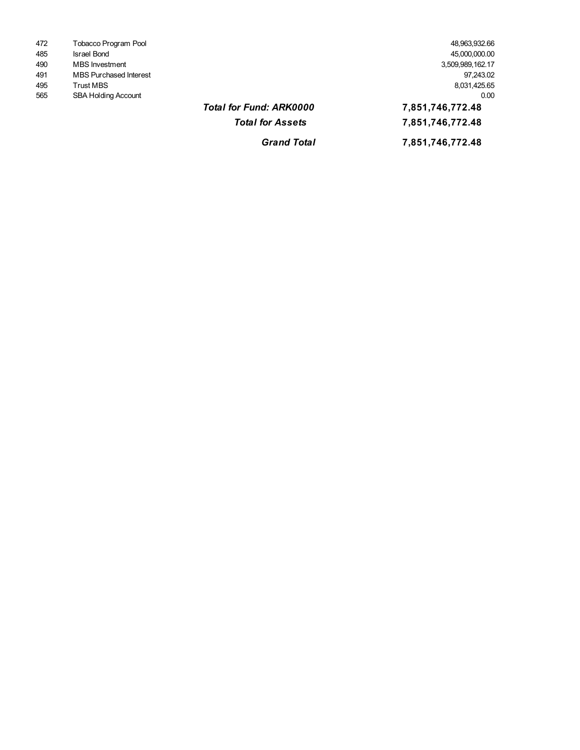| | | | |
|---|---|---|---|
| 472 | Tobacco Program Pool | | 48,963,932.66 |
| 485 | Israel Bond | | 45,000,000.00 |
| 490 | MBS Investment | | 3,509,989,162.17 |
| 491 | MBS Purchased Interest | | 97,243.02 |
| 495 | Trust MBS | | 8,031,425.65 |
| 565 | SBA Holding Account | | 0.00 |
| | | ***Total for Fund: ARK0000*** | **7,851,746,772.48** |
| | | ***Total for Assets*** | **7,851,746,772.48** |
| | | ***Grand Total*** | **7,851,746,772.48** |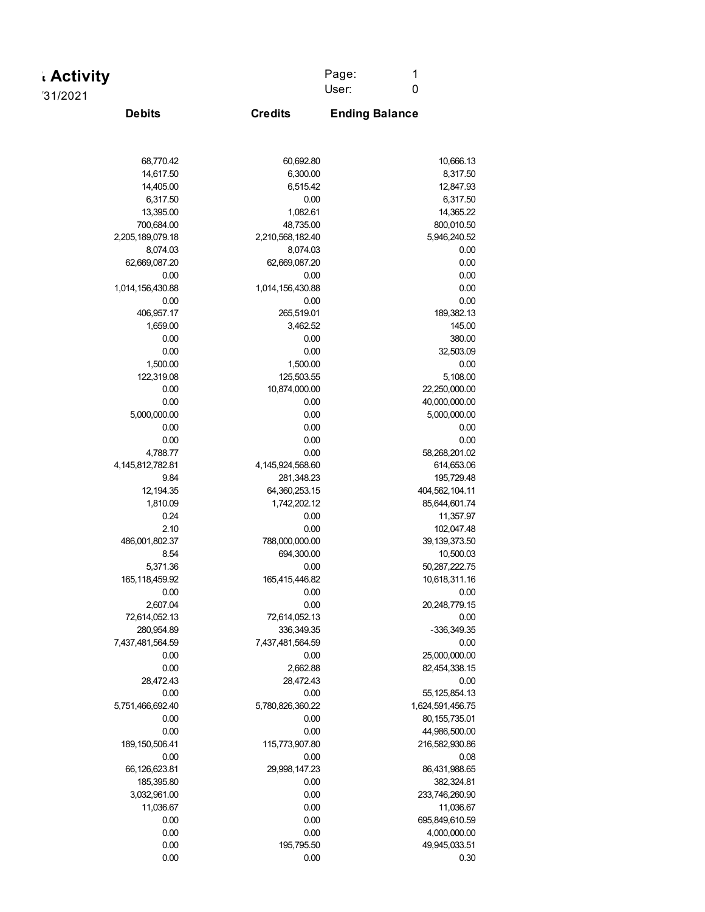# ‹ Activity

'31/2021

Page: 1
User: 0

| Debits | Credits | Ending Balance |
|---|---|---|
| 68,770.42 | 60,692.80 | 10,666.13 |
| 14,617.50 | 6,300.00 | 8,317.50 |
| 14,405.00 | 6,515.42 | 12,847.93 |
| 6,317.50 | 0.00 | 6,317.50 |
| 13,395.00 | 1,082.61 | 14,365.22 |
| 700,684.00 | 48,735.00 | 800,010.50 |
| 2,205,189,079.18 | 2,210,568,182.40 | 5,946,240.52 |
| 8,074.03 | 8,074.03 | 0.00 |
| 62,669,087.20 | 62,669,087.20 | 0.00 |
| 0.00 | 0.00 | 0.00 |
| 1,014,156,430.88 | 1,014,156,430.88 | 0.00 |
| 0.00 | 0.00 | 0.00 |
| 406,957.17 | 265,519.01 | 189,382.13 |
| 1,659.00 | 3,462.52 | 145.00 |
| 0.00 | 0.00 | 380.00 |
| 0.00 | 0.00 | 32,503.09 |
| 1,500.00 | 1,500.00 | 0.00 |
| 122,319.08 | 125,503.55 | 5,108.00 |
| 0.00 | 10,874,000.00 | 22,250,000.00 |
| 0.00 | 0.00 | 40,000,000.00 |
| 5,000,000.00 | 0.00 | 5,000,000.00 |
| 0.00 | 0.00 | 0.00 |
| 0.00 | 0.00 | 0.00 |
| 4,788.77 | 0.00 | 58,268,201.02 |
| 4,145,812,782.81 | 4,145,924,568.60 | 614,653.06 |
| 9.84 | 281,348.23 | 195,729.48 |
| 12,194.35 | 64,360,253.15 | 404,562,104.11 |
| 1,810.09 | 1,742,202.12 | 85,644,601.74 |
| 0.24 | 0.00 | 11,357.97 |
| 2.10 | 0.00 | 102,047.48 |
| 486,001,802.37 | 788,000,000.00 | 39,139,373.50 |
| 8.54 | 694,300.00 | 10,500.03 |
| 5,371.36 | 0.00 | 50,287,222.75 |
| 165,118,459.92 | 165,415,446.82 | 10,618,311.16 |
| 0.00 | 0.00 | 0.00 |
| 2,607.04 | 0.00 | 20,248,779.15 |
| 72,614,052.13 | 72,614,052.13 | 0.00 |
| 280,954.89 | 336,349.35 | -336,349.35 |
| 7,437,481,564.59 | 7,437,481,564.59 | 0.00 |
| 0.00 | 0.00 | 25,000,000.00 |
| 0.00 | 2,662.88 | 82,454,338.15 |
| 28,472.43 | 28,472.43 | 0.00 |
| 0.00 | 0.00 | 55,125,854.13 |
| 5,751,466,692.40 | 5,780,826,360.22 | 1,624,591,456.75 |
| 0.00 | 0.00 | 80,155,735.01 |
| 0.00 | 0.00 | 44,986,500.00 |
| 189,150,506.41 | 115,773,907.80 | 216,582,930.86 |
| 0.00 | 0.00 | 0.08 |
| 66,126,623.81 | 29,998,147.23 | 86,431,988.65 |
| 185,395.80 | 0.00 | 382,324.81 |
| 3,032,961.00 | 0.00 | 233,746,260.90 |
| 11,036.67 | 0.00 | 11,036.67 |
| 0.00 | 0.00 | 695,849,610.59 |
| 0.00 | 0.00 | 4,000,000.00 |
| 0.00 | 195,795.50 | 49,945,033.51 |
| 0.00 | 0.00 | 0.30 |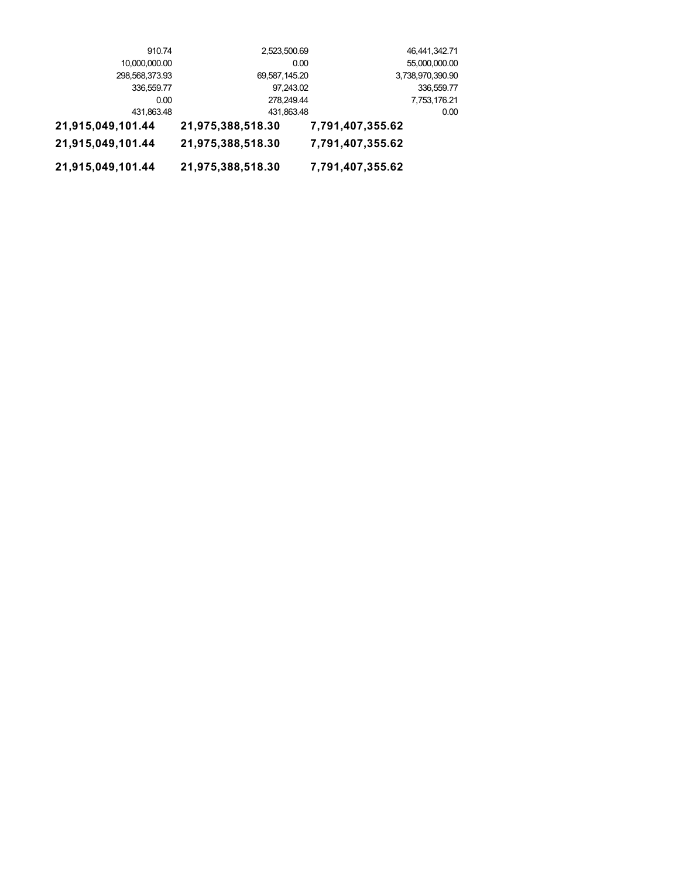| | | |
|---|---|---|
| 910.74 | 2,523,500.69 | 46,441,342.71 |
| 10,000,000.00 | 0.00 | 55,000,000.00 |
| 298,568,373.93 | 69,587,145.20 | 3,738,970,390.90 |
| 336,559.77 | 97,243.02 | 336,559.77 |
| 0.00 | 278,249.44 | 7,753,176.21 |
| 431,863.48 | 431,863.48 | 0.00 |
| **21,915,049,101.44** | **21,975,388,518.30** | **7,791,407,355.62** |
| **21,915,049,101.44** | **21,975,388,518.30** | **7,791,407,355.62** |
| **21,915,049,101.44** | **21,975,388,518.30** | **7,791,407,355.62** |